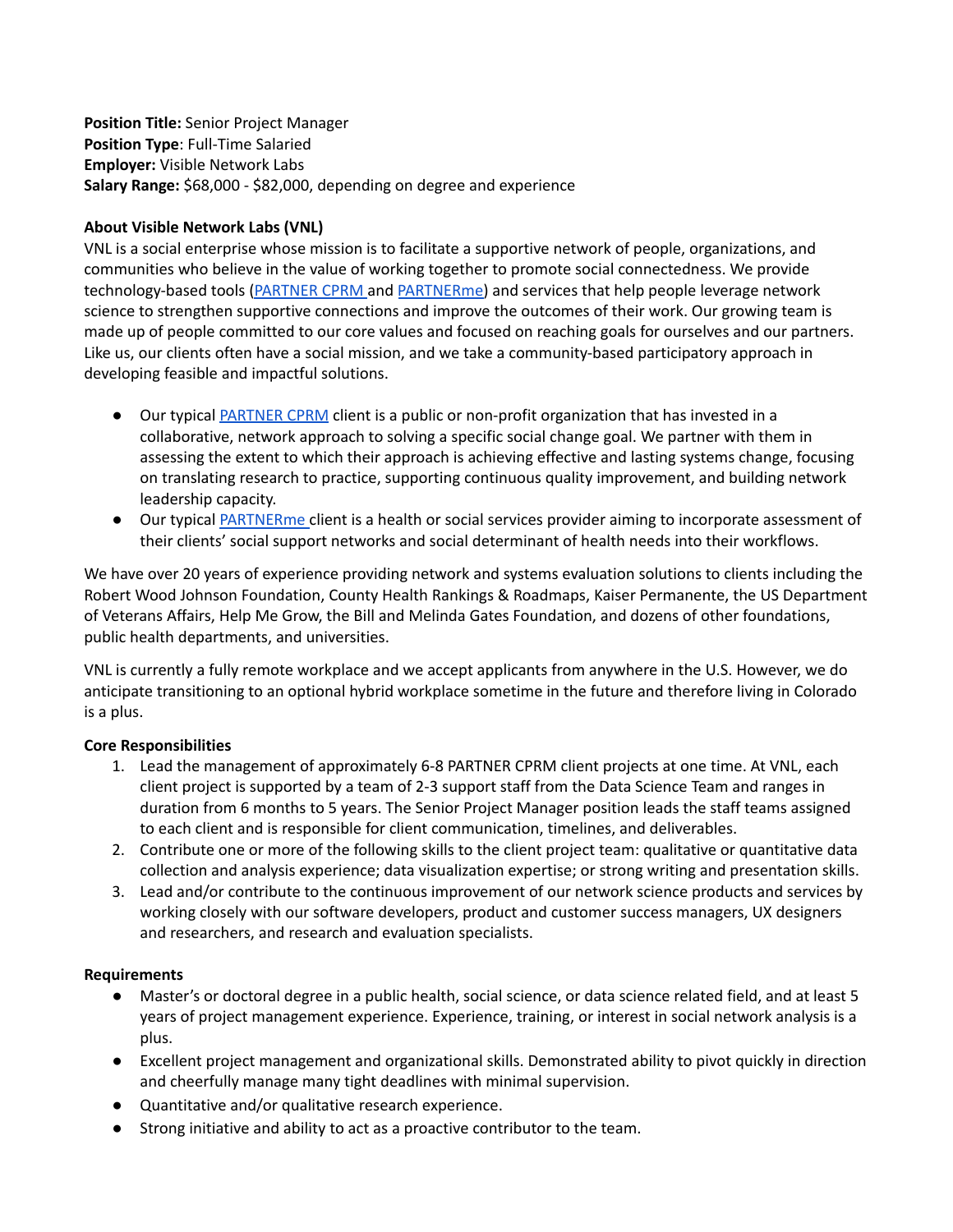**Position Title:** Senior Project Manager
**Position Type**: Full-Time Salaried
**Employer:** Visible Network Labs
**Salary Range:** $68,000 - $82,000, depending on degree and experience

**About Visible Network Labs (VNL)**

VNL is a social enterprise whose mission is to facilitate a supportive network of people, organizations, and communities who believe in the value of working together to promote social connectedness. We provide technology-based tools (PARTNER CPRM and PARTNERme) and services that help people leverage network science to strengthen supportive connections and improve the outcomes of their work. Our growing team is made up of people committed to our core values and focused on reaching goals for ourselves and our partners. Like us, our clients often have a social mission, and we take a community-based participatory approach in developing feasible and impactful solutions.

- Our typical PARTNER CPRM client is a public or non-profit organization that has invested in a collaborative, network approach to solving a specific social change goal. We partner with them in assessing the extent to which their approach is achieving effective and lasting systems change, focusing on translating research to practice, supporting continuous quality improvement, and building network leadership capacity.
- Our typical PARTNERme client is a health or social services provider aiming to incorporate assessment of their clients' social support networks and social determinant of health needs into their workflows.

We have over 20 years of experience providing network and systems evaluation solutions to clients including the Robert Wood Johnson Foundation, County Health Rankings & Roadmaps, Kaiser Permanente, the US Department of Veterans Affairs, Help Me Grow, the Bill and Melinda Gates Foundation, and dozens of other foundations, public health departments, and universities.

VNL is currently a fully remote workplace and we accept applicants from anywhere in the U.S. However, we do anticipate transitioning to an optional hybrid workplace sometime in the future and therefore living in Colorado is a plus.

**Core Responsibilities**

1. Lead the management of approximately 6-8 PARTNER CPRM client projects at one time. At VNL, each client project is supported by a team of 2-3 support staff from the Data Science Team and ranges in duration from 6 months to 5 years. The Senior Project Manager position leads the staff teams assigned to each client and is responsible for client communication, timelines, and deliverables.
2. Contribute one or more of the following skills to the client project team: qualitative or quantitative data collection and analysis experience; data visualization expertise; or strong writing and presentation skills.
3. Lead and/or contribute to the continuous improvement of our network science products and services by working closely with our software developers, product and customer success managers, UX designers and researchers, and research and evaluation specialists.

**Requirements**

- Master's or doctoral degree in a public health, social science, or data science related field, and at least 5 years of project management experience. Experience, training, or interest in social network analysis is a plus.
- Excellent project management and organizational skills. Demonstrated ability to pivot quickly in direction and cheerfully manage many tight deadlines with minimal supervision.
- Quantitative and/or qualitative research experience.
- Strong initiative and ability to act as a proactive contributor to the team.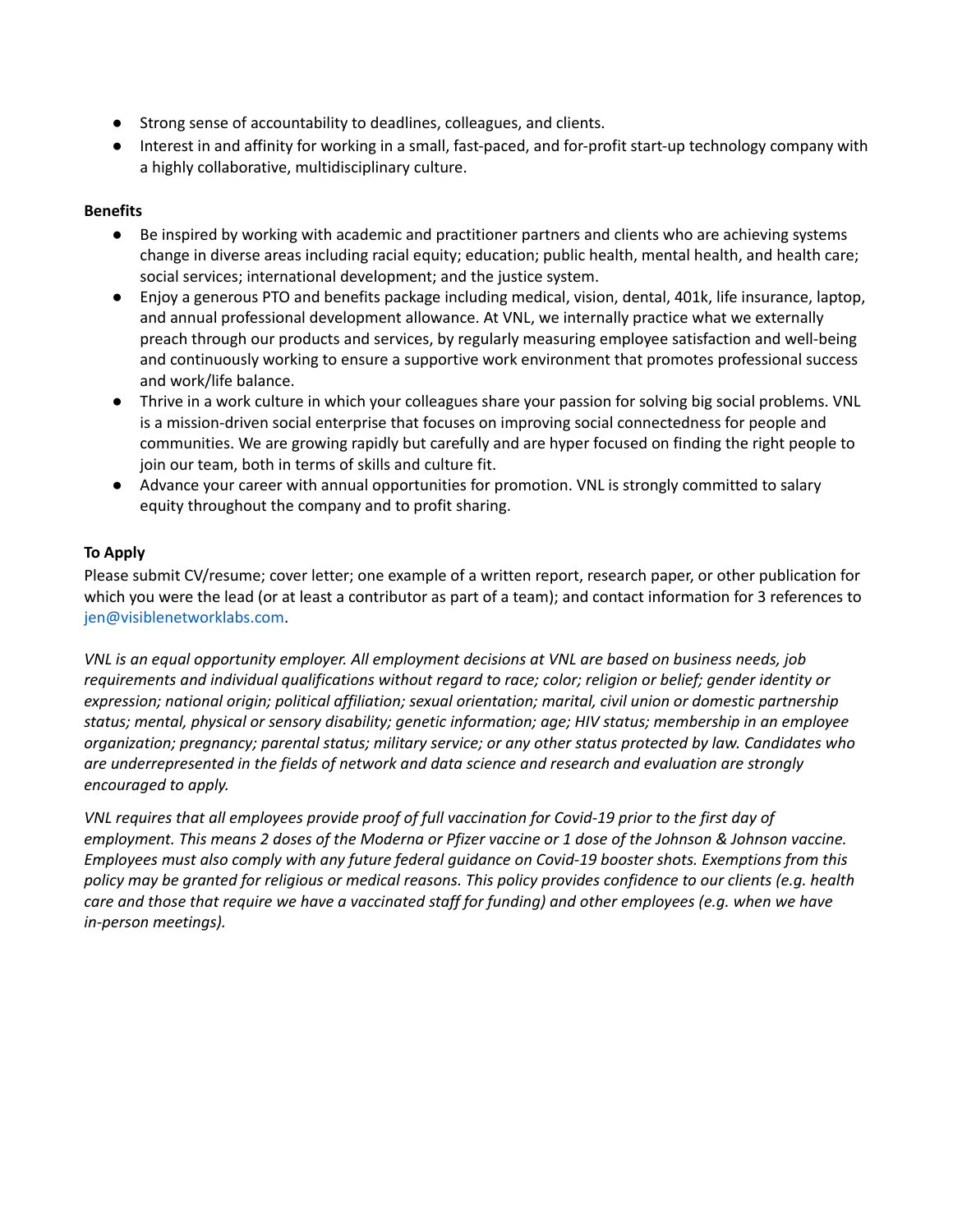- Strong sense of accountability to deadlines, colleagues, and clients.
- Interest in and affinity for working in a small, fast-paced, and for-profit start-up technology company with a highly collaborative, multidisciplinary culture.

**Benefits**

- Be inspired by working with academic and practitioner partners and clients who are achieving systems change in diverse areas including racial equity; education; public health, mental health, and health care; social services; international development; and the justice system.
- Enjoy a generous PTO and benefits package including medical, vision, dental, 401k, life insurance, laptop, and annual professional development allowance. At VNL, we internally practice what we externally preach through our products and services, by regularly measuring employee satisfaction and well-being and continuously working to ensure a supportive work environment that promotes professional success and work/life balance.
- Thrive in a work culture in which your colleagues share your passion for solving big social problems. VNL is a mission-driven social enterprise that focuses on improving social connectedness for people and communities. We are growing rapidly but carefully and are hyper focused on finding the right people to join our team, both in terms of skills and culture fit.
- Advance your career with annual opportunities for promotion. VNL is strongly committed to salary equity throughout the company and to profit sharing.

**To Apply**

Please submit CV/resume; cover letter; one example of a written report, research paper, or other publication for which you were the lead (or at least a contributor as part of a team); and contact information for 3 references to jen@visiblenetworklabs.com.

*VNL is an equal opportunity employer. All employment decisions at VNL are based on business needs, job requirements and individual qualifications without regard to race; color; religion or belief; gender identity or expression; national origin; political affiliation; sexual orientation; marital, civil union or domestic partnership status; mental, physical or sensory disability; genetic information; age; HIV status; membership in an employee organization; pregnancy; parental status; military service; or any other status protected by law. Candidates who are underrepresented in the fields of network and data science and research and evaluation are strongly encouraged to apply.*

*VNL requires that all employees provide proof of full vaccination for Covid-19 prior to the first day of employment. This means 2 doses of the Moderna or Pfizer vaccine or 1 dose of the Johnson & Johnson vaccine. Employees must also comply with any future federal guidance on Covid-19 booster shots. Exemptions from this policy may be granted for religious or medical reasons. This policy provides confidence to our clients (e.g. health care and those that require we have a vaccinated staff for funding) and other employees (e.g. when we have in-person meetings).*